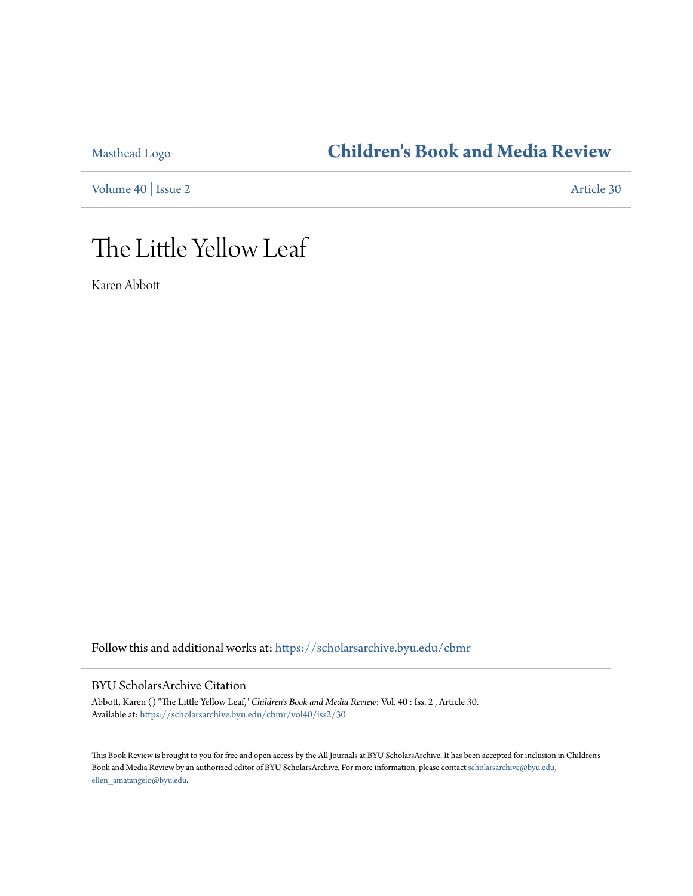Masthead Logo

# Children's Book and Media Review

Volume 40 | Issue 2

Article 30

# The Little Yellow Leaf

Karen Abbott

Follow this and additional works at: https://scholarsarchive.byu.edu/cbmr

## BYU ScholarsArchive Citation

Abbott, Karen () "The Little Yellow Leaf," *Children's Book and Media Review*: Vol. 40 : Iss. 2 , Article 30.
Available at: https://scholarsarchive.byu.edu/cbmr/vol40/iss2/30

This Book Review is brought to you for free and open access by the All Journals at BYU ScholarsArchive. It has been accepted for inclusion in Children's Book and Media Review by an authorized editor of BYU ScholarsArchive. For more information, please contact scholarsarchive@byu.edu, ellen_amatangelo@byu.edu.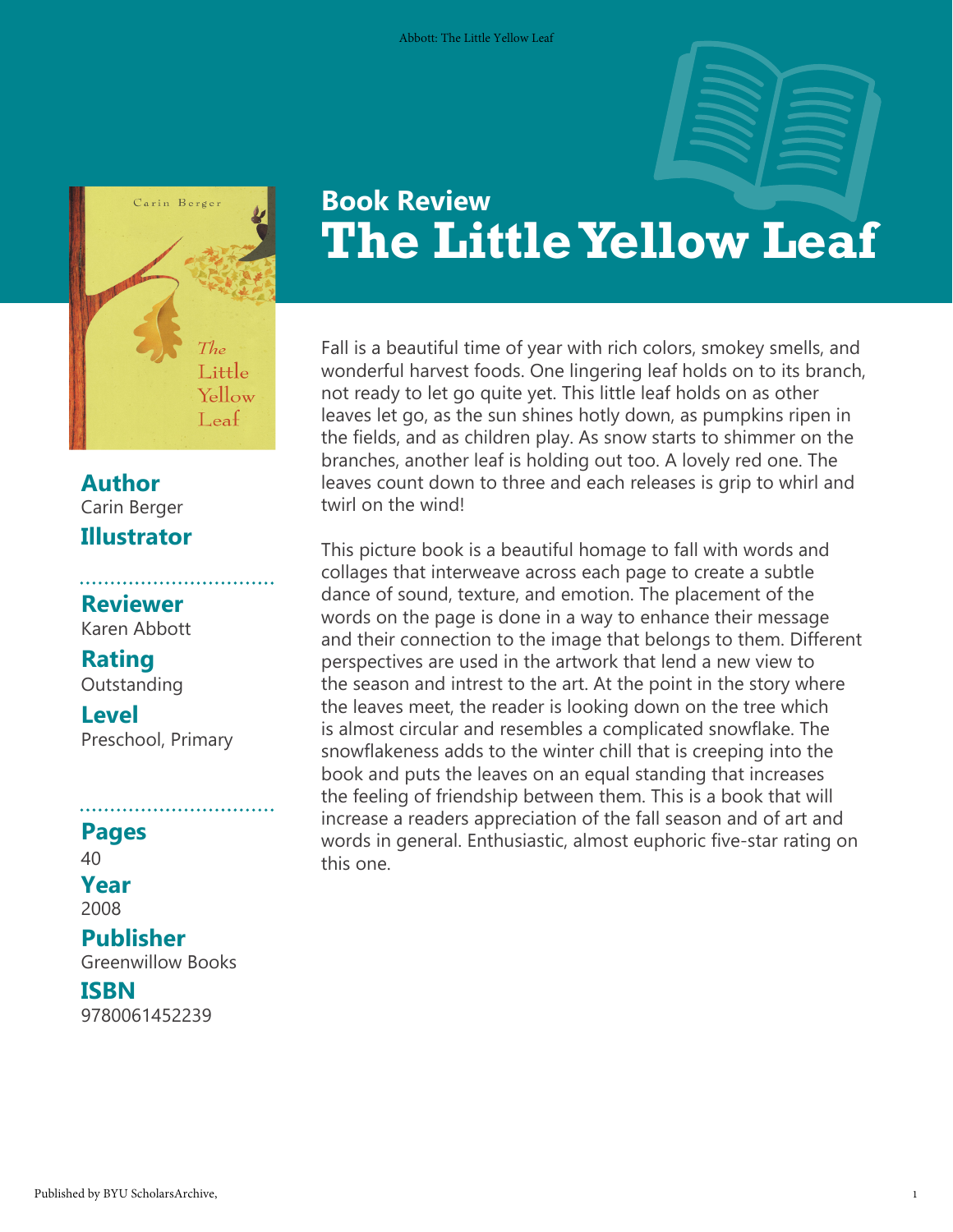## Book Review

# The Little Yellow Leaf

**Author**
Carin Berger

**Illustrator**

**Reviewer**
Karen Abbott

**Rating**
Outstanding

**Level**
Preschool, Primary

**Pages**
40

**Year**
2008

**Publisher**
Greenwillow Books

**ISBN**
9780061452239

Fall is a beautiful time of year with rich colors, smokey smells, and wonderful harvest foods. One lingering leaf holds on to its branch, not ready to let go quite yet. This little leaf holds on as other leaves let go, as the sun shines hotly down, as pumpkins ripen in the fields, and as children play. As snow starts to shimmer on the branches, another leaf is holding out too. A lovely red one. The leaves count down to three and each releases is grip to whirl and twirl on the wind!

This picture book is a beautiful homage to fall with words and collages that interweave across each page to create a subtle dance of sound, texture, and emotion. The placement of the words on the page is done in a way to enhance their message and their connection to the image that belongs to them. Different perspectives are used in the artwork that lend a new view to the season and intrest to the art. At the point in the story where the leaves meet, the reader is looking down on the tree which is almost circular and resembles a complicated snowflake. The snowflakeness adds to the winter chill that is creeping into the book and puts the leaves on an equal standing that increases the feeling of friendship between them. This is a book that will increase a readers appreciation of the fall season and of art and words in general. Enthusiastic, almost euphoric five-star rating on this one.